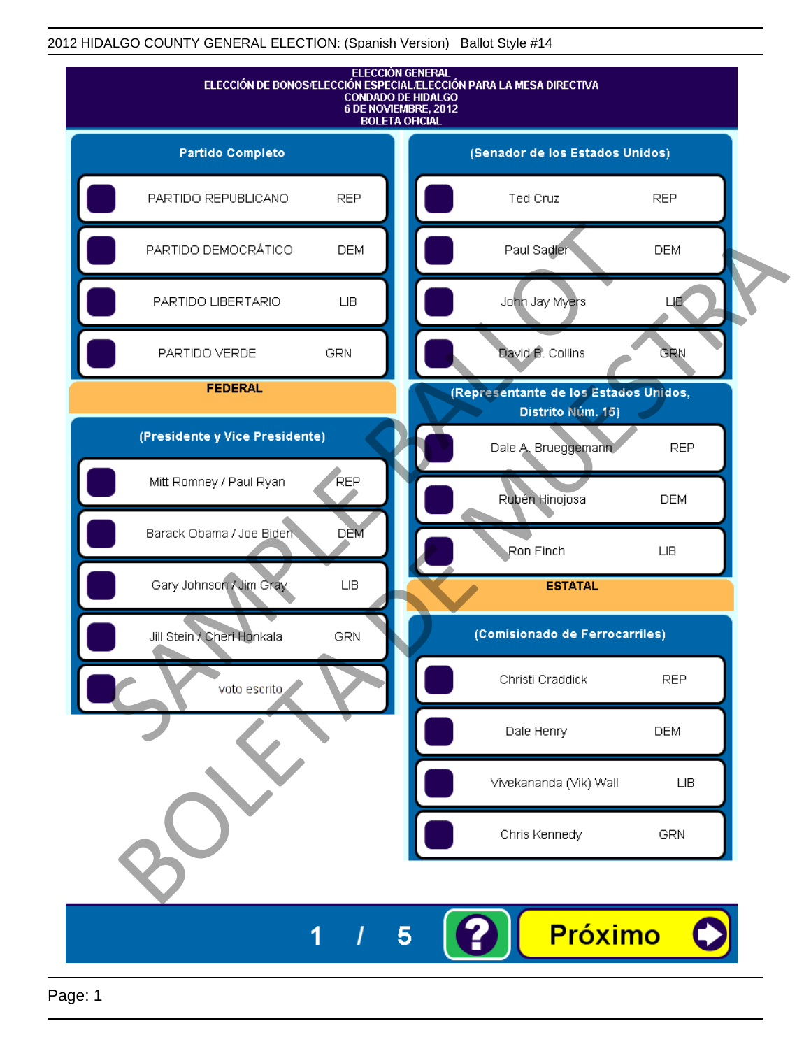2012 HIDALGO COUNTY GENERAL ELECTION: (Spanish Version) Ballot Style #14

# ELECCIÓN GENERAL
## ELECCIÓN DE BONOS/ELECCIÓN ESPECIAL/ELECCIÓN PARA LA MESA DIRECTIVA
## CONDADO DE HIDALGO
## 6 DE NOVIEMBRE, 2012
## BOLETA OFICIAL

### Partido Completo

| Partido | |
|---|---|
| PARTIDO REPUBLICANO | REP |
| PARTIDO DEMOCRÁTICO | DEM |
| PARTIDO LIBERTARIO | LIB |
| PARTIDO VERDE | GRN |

### FEDERAL

### (Presidente y Vice Presidente)

| Candidato | Partido |
|---|---|
| Mitt Romney / Paul Ryan | REP |
| Barack Obama / Joe Biden | DEM |
| Gary Johnson / Jim Gray | LIB |
| Jill Stein / Cheri Honkala | GRN |
| voto escrito | |

### (Senador de los Estados Unidos)

| Candidato | Partido |
|---|---|
| Ted Cruz | REP |
| Paul Sadler | DEM |
| John Jay Myers | LIB |
| David B. Collins | GRN |

### (Representante de los Estados Unidos, Distrito Núm. 15)

| Candidato | Partido |
|---|---|
| Dale A. Brueggemann | REP |
| Rubén Hinojosa | DEM |
| Ron Finch | LIB |

### ESTATAL

### (Comisionado de Ferrocarriles)

| Candidato | Partido |
|---|---|
| Christi Craddick | REP |
| Dale Henry | DEM |
| Vivekananda (Vik) Wall | LIB |
| Chris Kennedy | GRN |

SAMPLE BALLOT / BOLETA DE MUESTRA

1 / 5 ? Próximo

Page: 1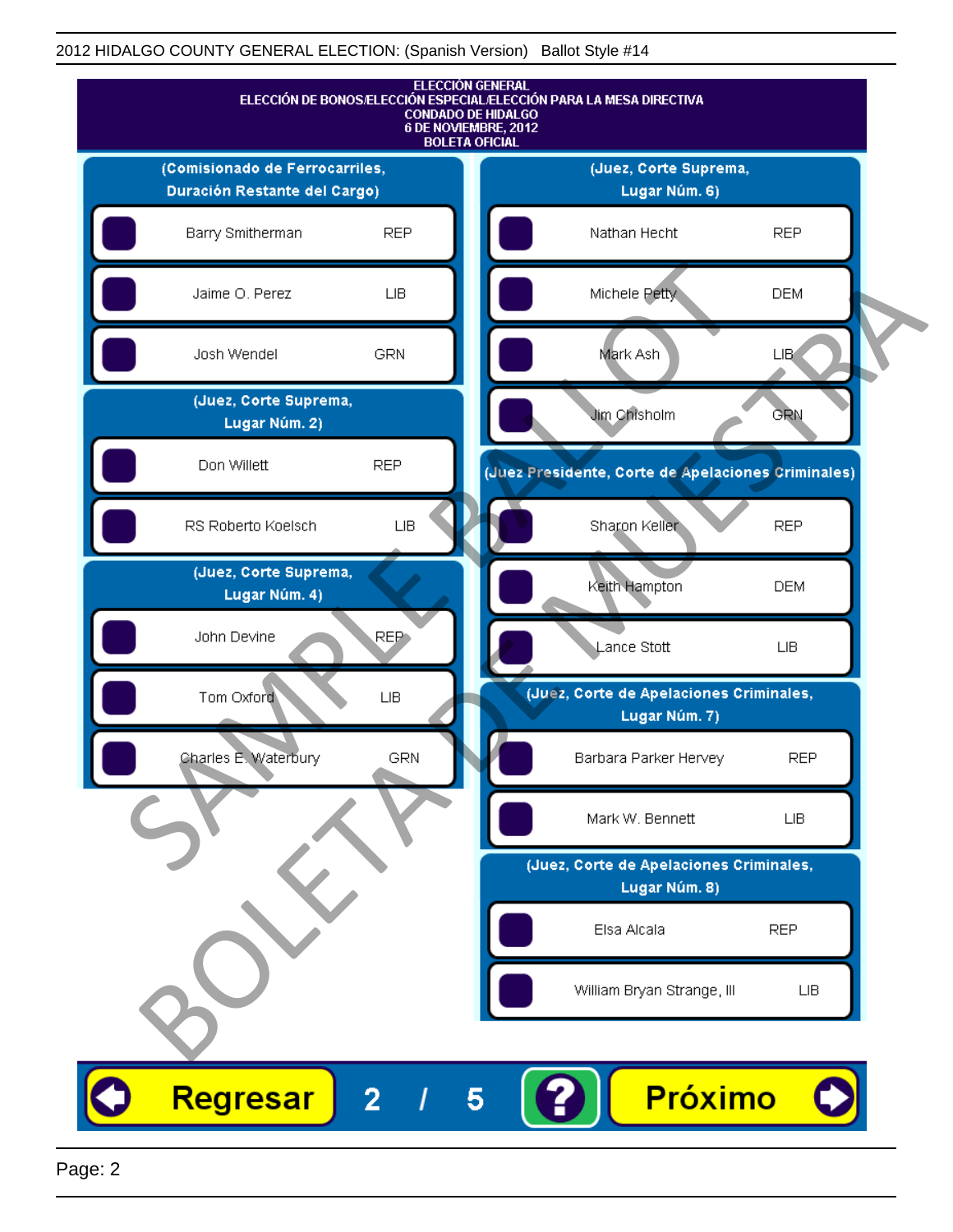2012 HIDALGO COUNTY GENERAL ELECTION: (Spanish Version)   Ballot Style #14

# ELECCIÓN GENERAL
## ELECCIÓN DE BONOS/ELECCIÓN ESPECIAL/ELECCIÓN PARA LA MESA DIRECTIVA
## CONDADO DE HIDALGO
## 6 DE NOVIEMBRE, 2012
## BOLETA OFICIAL

### (Comisionado de Ferrocarriles, Duración Restante del Cargo)

| Candidato | Partido |
|---|---|
| Barry Smitherman | REP |
| Jaime O. Perez | LIB |
| Josh Wendel | GRN |

### (Juez, Corte Suprema, Lugar Núm. 2)

| Candidato | Partido |
|---|---|
| Don Willett | REP |
| RS Roberto Koelsch | LIB |

### (Juez, Corte Suprema, Lugar Núm. 4)

| Candidato | Partido |
|---|---|
| John Devine | REP |
| Tom Oxford | LIB |
| Charles E. Waterbury | GRN |

### (Juez, Corte Suprema, Lugar Núm. 6)

| Candidato | Partido |
|---|---|
| Nathan Hecht | REP |
| Michele Petty | DEM |
| Mark Ash | LIB |
| Jim Chisholm | GRN |

### (Juez Presidente, Corte de Apelaciones Criminales)

| Candidato | Partido |
|---|---|
| Sharon Keller | REP |
| Keith Hampton | DEM |
| Lance Stott | LIB |

### (Juez, Corte de Apelaciones Criminales, Lugar Núm. 7)

| Candidato | Partido |
|---|---|
| Barbara Parker Hervey | REP |
| Mark W. Bennett | LIB |

### (Juez, Corte de Apelaciones Criminales, Lugar Núm. 8)

| Candidato | Partido |
|---|---|
| Elsa Alcala | REP |
| William Bryan Strange, III | LIB |

SAMPLE BALLOT / BOLETA DE MUESTRA

Regresar   2 / 5   ?   Próximo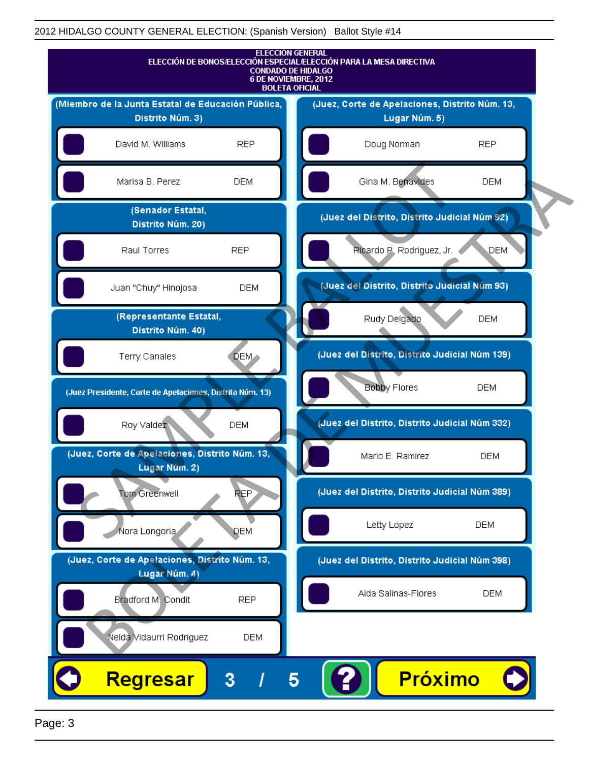# ELECCIÓN GENERAL
## ELECCIÓN DE BONOS/ELECCIÓN ESPECIAL/ELECCIÓN PARA LA MESA DIRECTIVA
### CONDADO DE HIDALGO
### 6 DE NOVIEMBRE, 2012
### BOLETA OFICIAL

**(Miembro de la Junta Estatal de Educación Pública, Distrito Núm. 3)**

- David M. Williams — REP
- Marisa B. Perez — DEM

**(Senador Estatal, Distrito Núm. 20)**

- Raul Torres — REP
- Juan "Chuy" Hinojosa — DEM

**(Representante Estatal, Distrito Núm. 40)**

- Terry Canales — DEM

**(Juez Presidente, Corte de Apelaciones, Distrito Núm. 13)**

- Roy Valdez — DEM

**(Juez, Corte de Apelaciones, Distrito Núm. 13, Lugar Núm. 2)**

- Tom Greenwell — REP
- Nora Longoria — DEM

**(Juez, Corte de Apelaciones, Distrito Núm. 13, Lugar Núm. 4)**

- Bradford M. Condit — REP
- Nelda Vidaurri Rodriguez — DEM

**(Juez, Corte de Apelaciones, Distrito Núm. 13, Lugar Núm. 5)**

- Doug Norman — REP
- Gina M. Benavides — DEM

**(Juez del Distrito, Distrito Judicial Núm 92)**

- Ricardo P. Rodriguez, Jr. — DEM

**(Juez del Distrito, Distrito Judicial Núm 93)**

- Rudy Delgado — DEM

**(Juez del Distrito, Distrito Judicial Núm 139)**

- Bobby Flores — DEM

**(Juez del Distrito, Distrito Judicial Núm 332)**

- Mario E. Ramirez — DEM

**(Juez del Distrito, Distrito Judicial Núm 389)**

- Letty Lopez — DEM

**(Juez del Distrito, Distrito Judicial Núm 398)**

- Aida Salinas-Flores — DEM

Regresar — 3 / 5 — ? — Próximo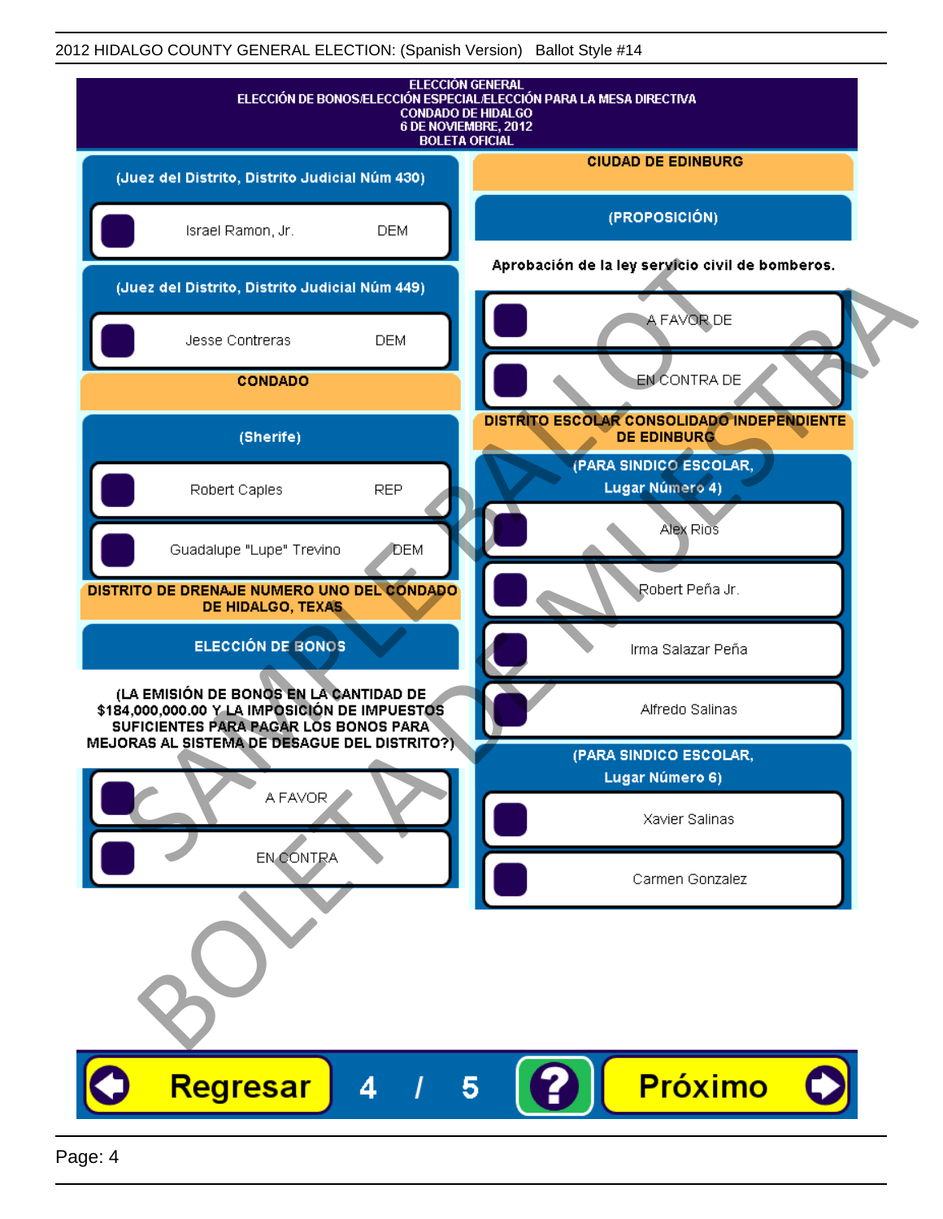2012 HIDALGO COUNTY GENERAL ELECTION: (Spanish Version) Ballot Style #14

**ELECCIÓN GENERAL**
**ELECCIÓN DE BONOS/ELECCIÓN ESPECIAL/ELECCIÓN PARA LA MESA DIRECTIVA**
**CONDADO DE HIDALGO**
**6 DE NOVIEMBRE, 2012**
**BOLETA OFICIAL**

**(Juez del Distrito, Distrito Judicial Núm 430)**

- Israel Ramon, Jr. DEM

**(Juez del Distrito, Distrito Judicial Núm 449)**

- Jesse Contreras DEM

**CONDADO**

**(Sherife)**

- Robert Caples REP
- Guadalupe "Lupe" Trevino DEM

**DISTRITO DE DRENAJE NUMERO UNO DEL CONDADO DE HIDALGO, TEXAS**

**ELECCIÓN DE BONOS**

**(LA EMISIÓN DE BONOS EN LA CANTIDAD DE $184,000,000.00 Y LA IMPOSICIÓN DE IMPUESTOS SUFICIENTES PARA PAGAR LOS BONOS PARA MEJORAS AL SISTEMA DE DESAGUE DEL DISTRITO?)**

- A FAVOR
- EN CONTRA

**CIUDAD DE EDINBURG**

**(PROPOSICIÓN)**

**Aprobación de la ley servicio civil de bomberos.**

- A FAVOR DE
- EN CONTRA DE

**DISTRITO ESCOLAR CONSOLIDADO INDEPENDIENTE DE EDINBURG**

**(PARA SINDICO ESCOLAR, Lugar Número 4)**

- Alex Rios
- Robert Peña Jr.
- Irma Salazar Peña
- Alfredo Salinas

**(PARA SINDICO ESCOLAR, Lugar Número 6)**

- Xavier Salinas
- Carmen Gonzalez

Regresar 4 / 5 ? Próximo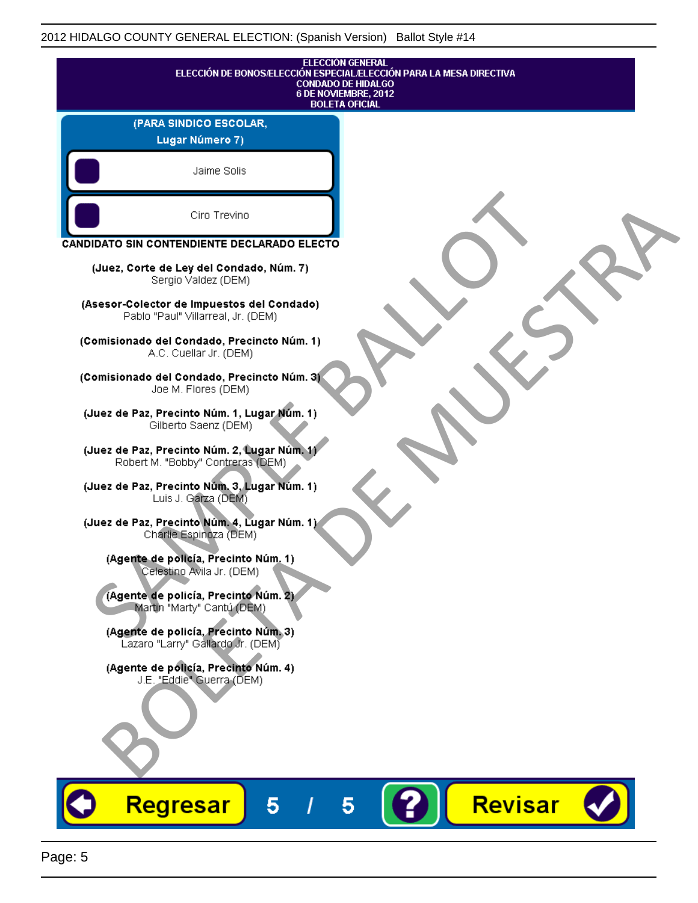ELECCIÓN GENERAL
ELECCIÓN DE BONOS/ELECCIÓN ESPECIAL/ELECCIÓN PARA LA MESA DIRECTIVA
CONDADO DE HIDALGO
6 DE NOVIEMBRE, 2012
BOLETA OFICIAL

**(PARA SINDICO ESCOLAR, Lugar Número 7)**

- Jaime Solis
- Ciro Trevino

**CANDIDATO SIN CONTENDIENTE DECLARADO ELECTO**

**(Juez, Corte de Ley del Condado, Núm. 7)**
Sergio Valdez (DEM)

**(Asesor-Colector de Impuestos del Condado)**
Pablo "Paul" Villarreal, Jr. (DEM)

**(Comisionado del Condado, Precincto Núm. 1)**
A.C. Cuellar Jr. (DEM)

**(Comisionado del Condado, Precincto Núm. 3)**
Joe M. Flores (DEM)

**(Juez de Paz, Precinto Núm. 1, Lugar Núm. 1)**
Gilberto Saenz (DEM)

**(Juez de Paz, Precinto Núm. 2, Lugar Núm. 1)**
Robert M. "Bobby" Contreras (DEM)

**(Juez de Paz, Precinto Núm. 3, Lugar Núm. 1)**
Luis J. Garza (DEM)

**(Juez de Paz, Precinto Núm. 4, Lugar Núm. 1)**
Charlie Espinoza (DEM)

**(Agente de policía, Precinto Núm. 1)**
Celestino Avila Jr. (DEM)

**(Agente de policía, Precinto Núm. 2)**
Martin "Marty" Cantú (DEM)

**(Agente de policía, Precinto Núm. 3)**
Lazaro "Larry" Gallardo Jr. (DEM)

**(Agente de policía, Precinto Núm. 4)**
J.E. "Eddie" Guerra (DEM)

Regresar 5 / 5 ? Revisar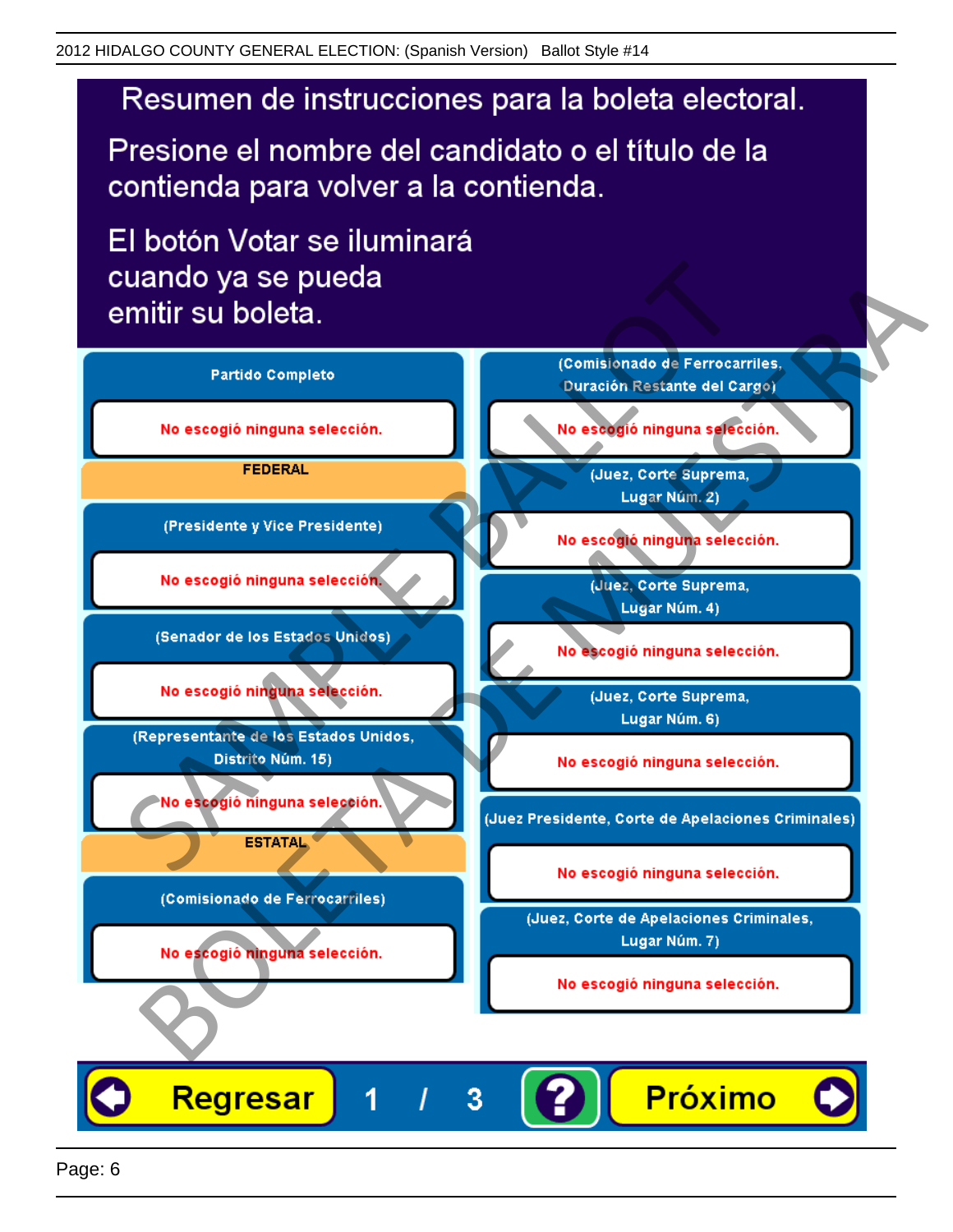# Resumen de instrucciones para la boleta electoral.

Presione el nombre del candidato o el título de la contienda para volver a la contienda.

El botón Votar se iluminará cuando ya se pueda emitir su boleta.

**Partido Completo**

No escogió ninguna selección.

**FEDERAL**

**(Presidente y Vice Presidente)**

No escogió ninguna selección.

**(Senador de los Estados Unidos)**

No escogió ninguna selección.

**(Representante de los Estados Unidos, Distrito Núm. 15)**

No escogió ninguna selección.

**ESTATAL**

**(Comisionado de Ferrocarriles)**

No escogió ninguna selección.

**(Comisionado de Ferrocarriles, Duración Restante del Cargo)**

No escogió ninguna selección.

**(Juez, Corte Suprema, Lugar Núm. 2)**

No escogió ninguna selección.

**(Juez, Corte Suprema, Lugar Núm. 4)**

No escogió ninguna selección.

**(Juez, Corte Suprema, Lugar Núm. 6)**

No escogió ninguna selección.

**(Juez Presidente, Corte de Apelaciones Criminales)**

No escogió ninguna selección.

**(Juez, Corte de Apelaciones Criminales, Lugar Núm. 7)**

No escogió ninguna selección.

Regresar 1 / 3 ? Próximo

SAMPLE BALLOT BOLETA DE MUESTRA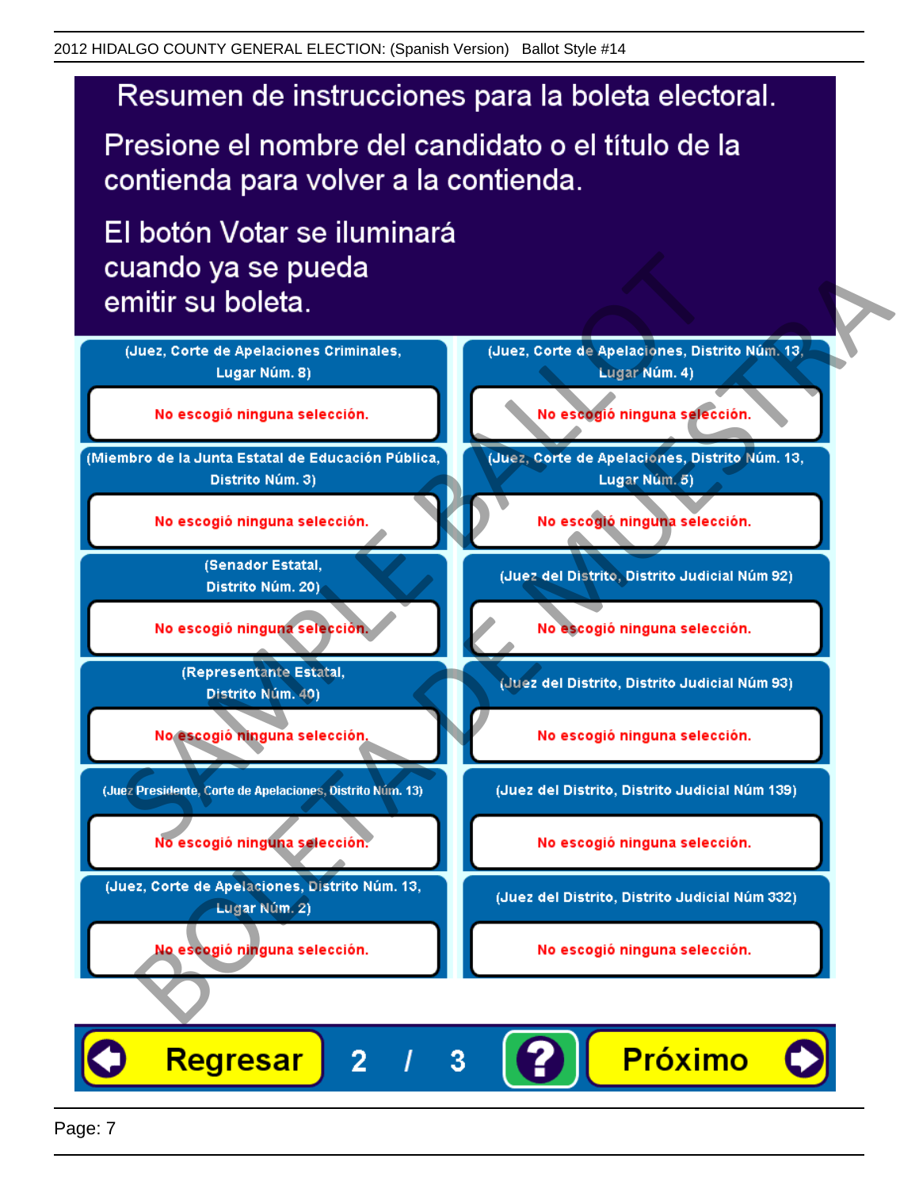# Resumen de instrucciones para la boleta electoral.

Presione el nombre del candidato o el título de la contienda para volver a la contienda.

El botón Votar se iluminará cuando ya se pueda emitir su boleta.

| | |
|---|---|
| (Juez, Corte de Apelaciones Criminales, Lugar Núm. 8) | (Juez, Corte de Apelaciones, Distrito Núm. 13, Lugar Núm. 4) |
| No escogió ninguna selección. | No escogió ninguna selección. |
| (Miembro de la Junta Estatal de Educación Pública, Distrito Núm. 3) | (Juez, Corte de Apelaciones, Distrito Núm. 13, Lugar Núm. 5) |
| No escogió ninguna selección. | No escogió ninguna selección. |
| (Senador Estatal, Distrito Núm. 20) | (Juez del Distrito, Distrito Judicial Núm 92) |
| No escogió ninguna selección. | No escogió ninguna selección. |
| (Representante Estatal, Distrito Núm. 40) | (Juez del Distrito, Distrito Judicial Núm 93) |
| No escogió ninguna selección. | No escogió ninguna selección. |
| (Juez Presidente, Corte de Apelaciones, Distrito Núm. 13) | (Juez del Distrito, Distrito Judicial Núm 139) |
| No escogió ninguna selección. | No escogió ninguna selección. |
| (Juez, Corte de Apelaciones, Distrito Núm. 13, Lugar Núm. 2) | (Juez del Distrito, Distrito Judicial Núm 332) |
| No escogió ninguna selección. | No escogió ninguna selección. |

Regresar 2 / 3 ? Próximo

SAMPLE BALLOT
BOLETA DE MUESTRA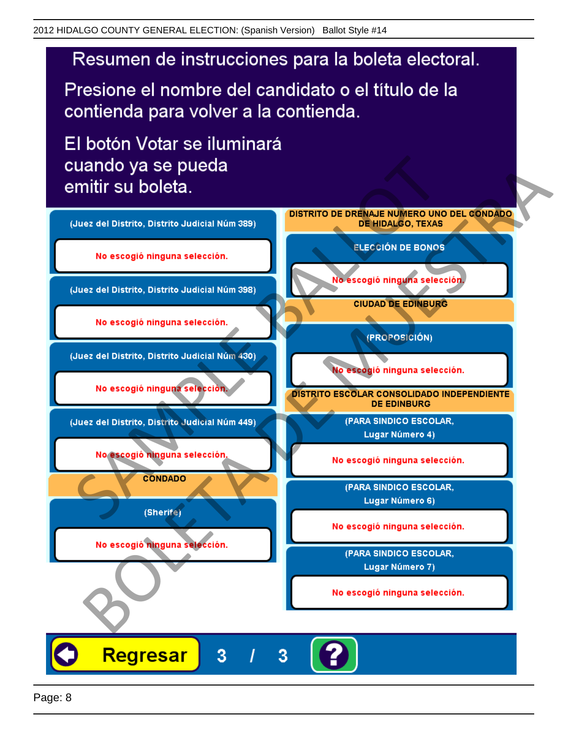# Resumen de instrucciones para la boleta electoral.

Presione el nombre del candidato o el título de la contienda para volver a la contienda.

El botón Votar se iluminará cuando ya se pueda emitir su boleta.

**(Juez del Distrito, Distrito Judicial Núm 389)**

No escogió ninguna selección.

**(Juez del Distrito, Distrito Judicial Núm 398)**

No escogió ninguna selección.

**(Juez del Distrito, Distrito Judicial Núm 430)**

No escogió ninguna selección.

**(Juez del Distrito, Distrito Judicial Núm 449)**

No escogió ninguna selección.

## CONDADO

**(Sherife)**

No escogió ninguna selección.

## DISTRITO DE DRENAJE NUMERO UNO DEL CONDADO DE HIDALGO, TEXAS

**ELECCIÓN DE BONOS**

No escogió ninguna selección.

## CIUDAD DE EDINBURG

**(PROPOSICIÓN)**

No escogió ninguna selección.

## DISTRITO ESCOLAR CONSOLIDADO INDEPENDIENTE DE EDINBURG

**(PARA SINDICO ESCOLAR, Lugar Número 4)**

No escogió ninguna selección.

**(PARA SINDICO ESCOLAR, Lugar Número 6)**

No escogió ninguna selección.

**(PARA SINDICO ESCOLAR, Lugar Número 7)**

No escogió ninguna selección.

Regresar 3 / 3 ?

SAMPLE BALLOT BOLETA DE MUESTRA